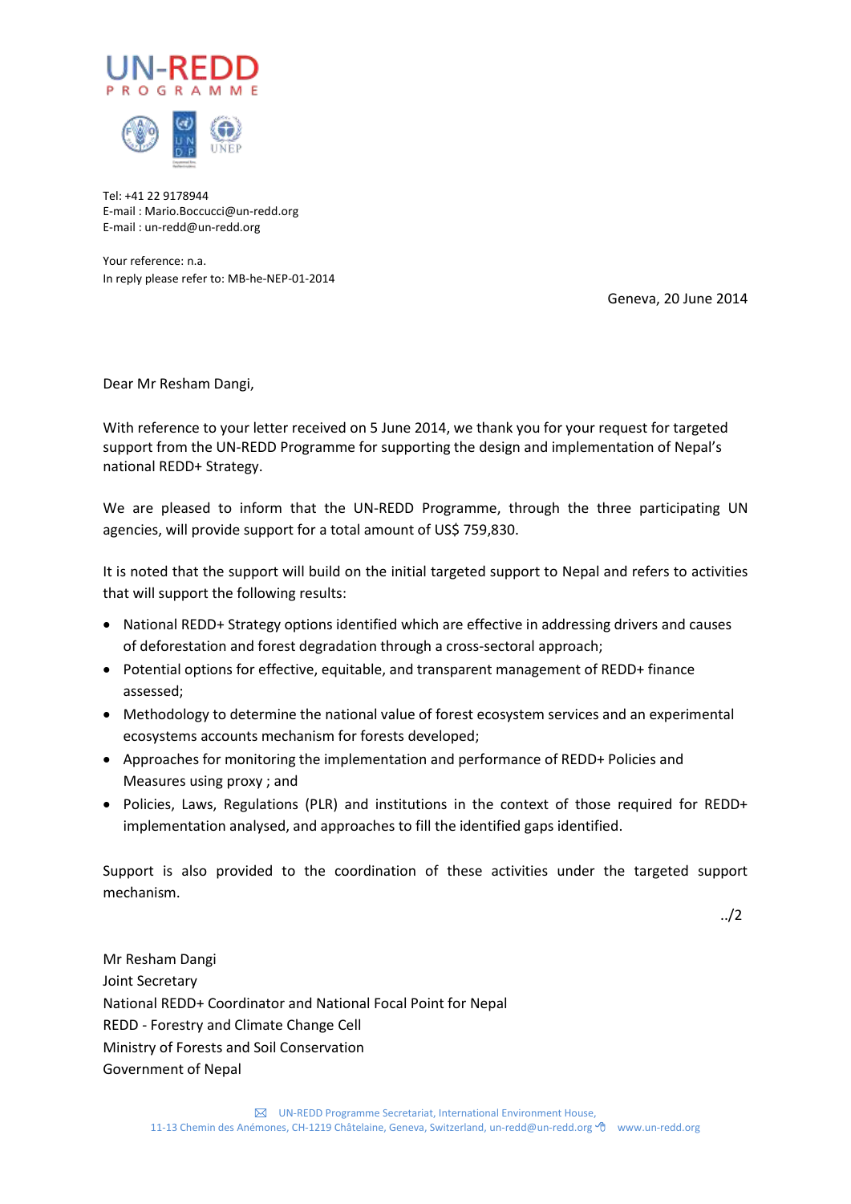UN-REDD
PROGRAMME

Tel: +41 22 9178944
E-mail : Mario.Boccucci@un-redd.org
E-mail : un-redd@un-redd.org

Your reference: n.a.
In reply please refer to: MB-he-NEP-01-2014

Geneva, 20 June 2014

Dear Mr Resham Dangi,

With reference to your letter received on 5 June 2014, we thank you for your request for targeted support from the UN-REDD Programme for supporting the design and implementation of Nepal's national REDD+ Strategy.

We are pleased to inform that the UN-REDD Programme, through the three participating UN agencies, will provide support for a total amount of US$ 759,830.

It is noted that the support will build on the initial targeted support to Nepal and refers to activities that will support the following results:

- National REDD+ Strategy options identified which are effective in addressing drivers and causes of deforestation and forest degradation through a cross-sectoral approach;
- Potential options for effective, equitable, and transparent management of REDD+ finance assessed;
- Methodology to determine the national value of forest ecosystem services and an experimental ecosystems accounts mechanism for forests developed;
- Approaches for monitoring the implementation and performance of REDD+ Policies and Measures using proxy ; and
- Policies, Laws, Regulations (PLR) and institutions in the context of those required for REDD+ implementation analysed, and approaches to fill the identified gaps identified.

Support is also provided to the coordination of these activities under the targeted support mechanism.

../2

Mr Resham Dangi
Joint Secretary
National REDD+ Coordinator and National Focal Point for Nepal
REDD - Forestry and Climate Change Cell
Ministry of Forests and Soil Conservation
Government of Nepal

UN-REDD Programme Secretariat, International Environment House, 11-13 Chemin des Anémones, CH-1219 Châtelaine, Geneva, Switzerland, un-redd@un-redd.org www.un-redd.org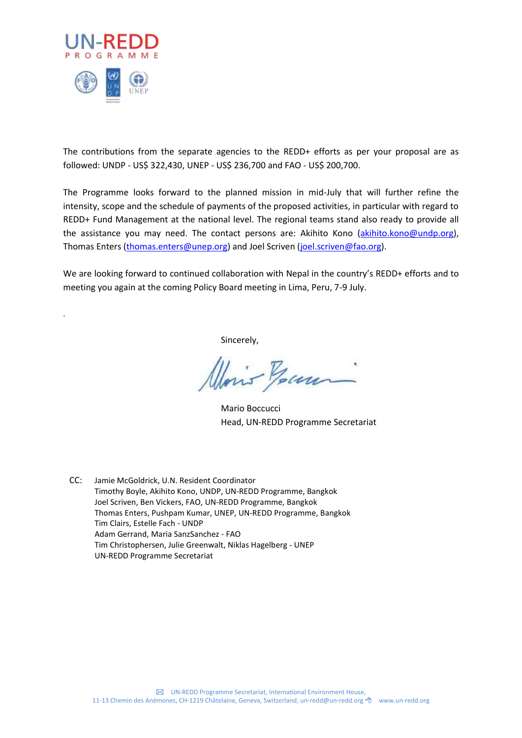The contributions from the separate agencies to the REDD+ efforts as per your proposal are as followed: UNDP - US$ 322,430, UNEP - US$ 236,700 and FAO - US$ 200,700.

The Programme looks forward to the planned mission in mid-July that will further refine the intensity, scope and the schedule of payments of the proposed activities, in particular with regard to REDD+ Fund Management at the national level. The regional teams stand also ready to provide all the assistance you may need. The contact persons are: Akihito Kono (akihito.kono@undp.org), Thomas Enters (thomas.enters@unep.org) and Joel Scriven (joel.scriven@fao.org).

We are looking forward to continued collaboration with Nepal in the country's REDD+ efforts and to meeting you again at the coming Policy Board meeting in Lima, Peru, 7-9 July.

.

Sincerely,

Mario Boccucci
Head, UN-REDD Programme Secretariat

CC: Jamie McGoldrick, U.N. Resident Coordinator
Timothy Boyle, Akihito Kono, UNDP, UN-REDD Programme, Bangkok
Joel Scriven, Ben Vickers, FAO, UN-REDD Programme, Bangkok
Thomas Enters, Pushpam Kumar, UNEP, UN-REDD Programme, Bangkok
Tim Clairs, Estelle Fach - UNDP
Adam Gerrand, Maria SanzSanchez - FAO
Tim Christophersen, Julie Greenwalt, Niklas Hagelberg - UNEP
UN-REDD Programme Secretariat

UN-REDD Programme Secretariat, International Environment House, 11-13 Chemin des Anémones, CH-1219 Châtelaine, Geneva, Switzerland, un-redd@un-redd.org www.un-redd.org